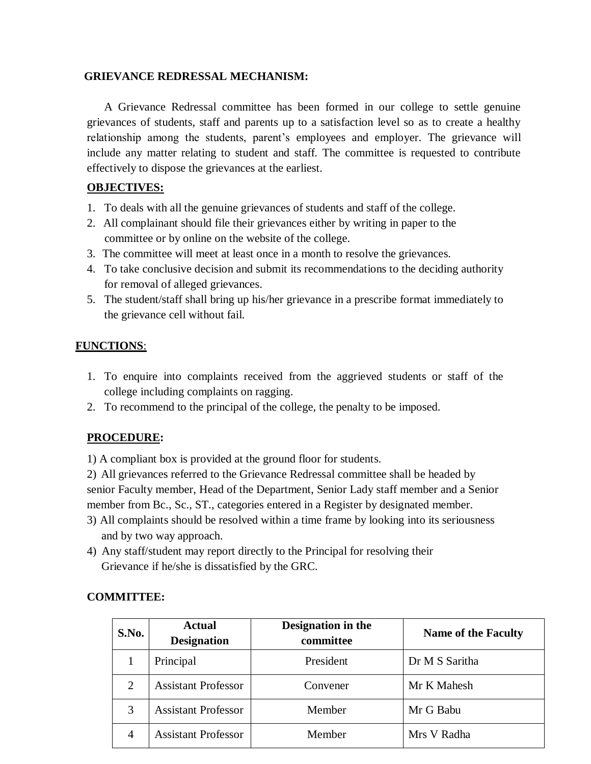## GRIEVANCE REDRESSAL MECHANISM:

A Grievance Redressal committee has been formed in our college to settle genuine grievances of students, staff and parents up to a satisfaction level so as to create a healthy relationship among the students, parent's employees and employer. The grievance will include any matter relating to student and staff. The committee is requested to contribute effectively to dispose the grievances at the earliest.

### OBJECTIVES:

1. To deals with all the genuine grievances of students and staff of the college.
2. All complainant should file their grievances either by writing in paper to the committee or by online on the website of the college.
3. The committee will meet at least once in a month to resolve the grievances.
4. To take conclusive decision and submit its recommendations to the deciding authority for removal of alleged grievances.
5. The student/staff shall bring up his/her grievance in a prescribe format immediately to the grievance cell without fail.

### FUNCTIONS:

1. To enquire into complaints received from the aggrieved students or staff of the college including complaints on ragging.
2. To recommend to the principal of the college, the penalty to be imposed.

### PROCEDURE:

1) A compliant box is provided at the ground floor for students.
2) All grievances referred to the Grievance Redressal committee shall be headed by senior Faculty member, Head of the Department, Senior Lady staff member and a Senior member from Bc., Sc., ST., categories entered in a Register by designated member.
3) All complaints should be resolved within a time frame by looking into its seriousness and by two way approach.
4) Any staff/student may report directly to the Principal for resolving their Grievance if he/she is dissatisfied by the GRC.

### COMMITTEE:

| S.No. | Actual Designation | Designation in the committee | Name of the Faculty |
|---|---|---|---|
| 1 | Principal | President | Dr M S Saritha |
| 2 | Assistant Professor | Convener | Mr K Mahesh |
| 3 | Assistant Professor | Member | Mr G Babu |
| 4 | Assistant Professor | Member | Mrs V Radha |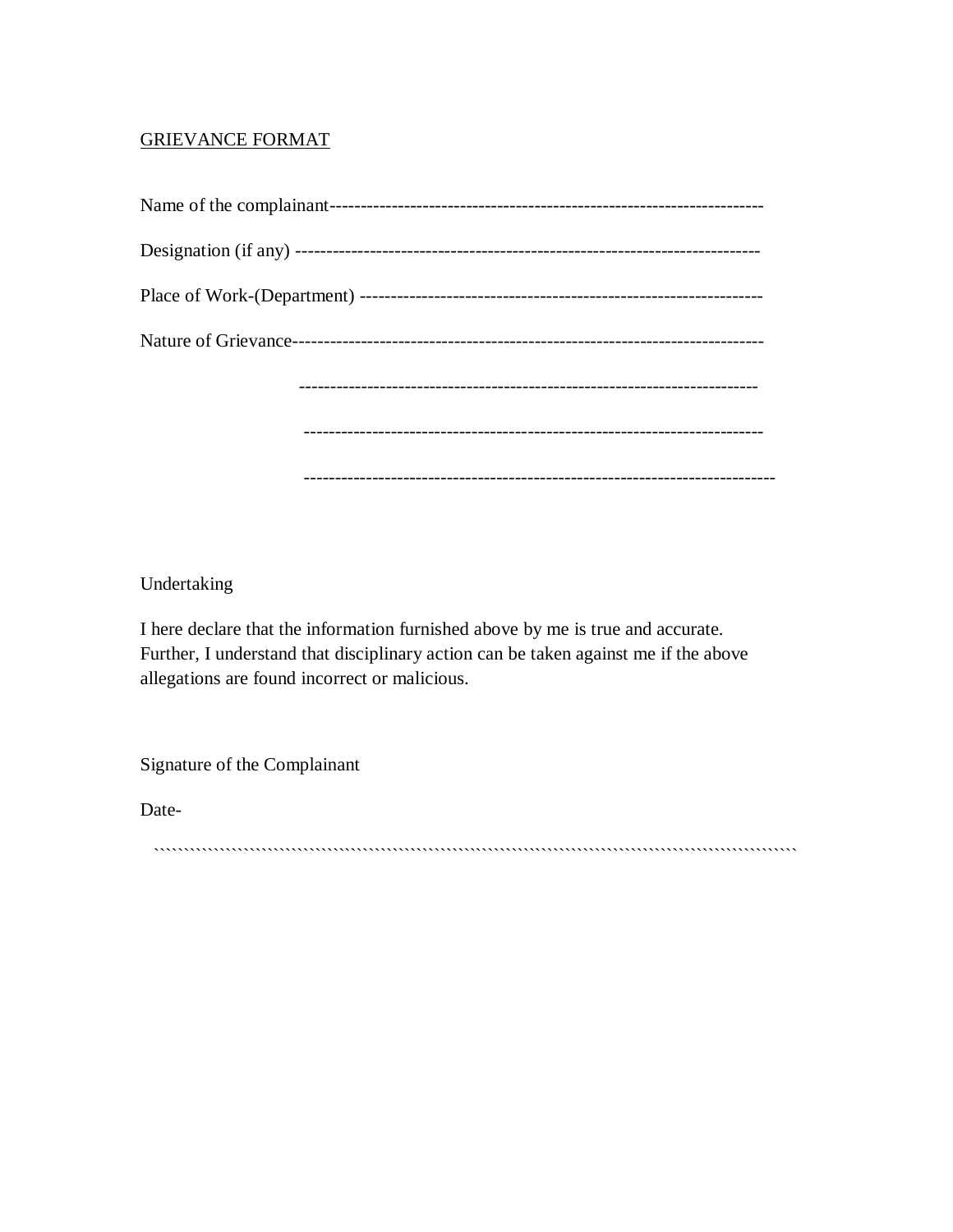<u>GRIEVANCE FORMAT</u>

Name of the complainant----------------------------------------------------------------------

Designation (if any) --------------------------------------------------------------------------

Place of Work-(Department) -----------------------------------------------------------------

Nature of Grievance---------------------------------------------------------------------------

--------------------------------------------------------------------------

--------------------------------------------------------------------------

----------------------------------------------------------------------------

Undertaking

I here declare that the information furnished above by me is true and accurate. Further, I understand that disciplinary action can be taken against me if the above allegations are found incorrect or malicious.

Signature of the Complainant

Date-

````````````````````````````````````````````````````````````````````````````````````````````````````````````